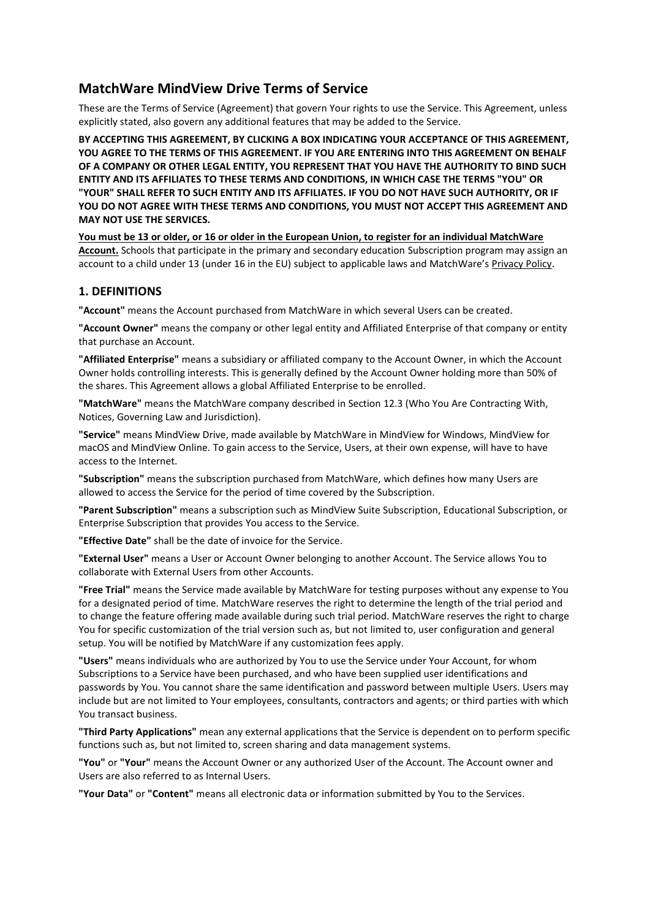# MatchWare MindView Drive Terms of Service

These are the Terms of Service (Agreement) that govern Your rights to use the Service. This Agreement, unless explicitly stated, also govern any additional features that may be added to the Service.

**BY ACCEPTING THIS AGREEMENT, BY CLICKING A BOX INDICATING YOUR ACCEPTANCE OF THIS AGREEMENT, YOU AGREE TO THE TERMS OF THIS AGREEMENT. IF YOU ARE ENTERING INTO THIS AGREEMENT ON BEHALF OF A COMPANY OR OTHER LEGAL ENTITY, YOU REPRESENT THAT YOU HAVE THE AUTHORITY TO BIND SUCH ENTITY AND ITS AFFILIATES TO THESE TERMS AND CONDITIONS, IN WHICH CASE THE TERMS "YOU" OR "YOUR" SHALL REFER TO SUCH ENTITY AND ITS AFFILIATES. IF YOU DO NOT HAVE SUCH AUTHORITY, OR IF YOU DO NOT AGREE WITH THESE TERMS AND CONDITIONS, YOU MUST NOT ACCEPT THIS AGREEMENT AND MAY NOT USE THE SERVICES.**

**You must be 13 or older, or 16 or older in the European Union, to register for an individual MatchWare Account.** Schools that participate in the primary and secondary education Subscription program may assign an account to a child under 13 (under 16 in the EU) subject to applicable laws and MatchWare's Privacy Policy.

## 1. DEFINITIONS

**"Account"** means the Account purchased from MatchWare in which several Users can be created.

**"Account Owner"** means the company or other legal entity and Affiliated Enterprise of that company or entity that purchase an Account.

**"Affiliated Enterprise"** means a subsidiary or affiliated company to the Account Owner, in which the Account Owner holds controlling interests. This is generally defined by the Account Owner holding more than 50% of the shares. This Agreement allows a global Affiliated Enterprise to be enrolled.

**"MatchWare"** means the MatchWare company described in Section 12.3 (Who You Are Contracting With, Notices, Governing Law and Jurisdiction).

**"Service"** means MindView Drive, made available by MatchWare in MindView for Windows, MindView for macOS and MindView Online. To gain access to the Service, Users, at their own expense, will have to have access to the Internet.

**"Subscription"** means the subscription purchased from MatchWare, which defines how many Users are allowed to access the Service for the period of time covered by the Subscription.

**"Parent Subscription"** means a subscription such as MindView Suite Subscription, Educational Subscription, or Enterprise Subscription that provides You access to the Service.

**"Effective Date"** shall be the date of invoice for the Service.

**"External User"** means a User or Account Owner belonging to another Account. The Service allows You to collaborate with External Users from other Accounts.

**"Free Trial"** means the Service made available by MatchWare for testing purposes without any expense to You for a designated period of time. MatchWare reserves the right to determine the length of the trial period and to change the feature offering made available during such trial period. MatchWare reserves the right to charge You for specific customization of the trial version such as, but not limited to, user configuration and general setup. You will be notified by MatchWare if any customization fees apply.

**"Users"** means individuals who are authorized by You to use the Service under Your Account, for whom Subscriptions to a Service have been purchased, and who have been supplied user identifications and passwords by You. You cannot share the same identification and password between multiple Users. Users may include but are not limited to Your employees, consultants, contractors and agents; or third parties with which You transact business.

**"Third Party Applications"** mean any external applications that the Service is dependent on to perform specific functions such as, but not limited to, screen sharing and data management systems.

**"You"** or **"Your"** means the Account Owner or any authorized User of the Account. The Account owner and Users are also referred to as Internal Users.

**"Your Data"** or **"Content"** means all electronic data or information submitted by You to the Services.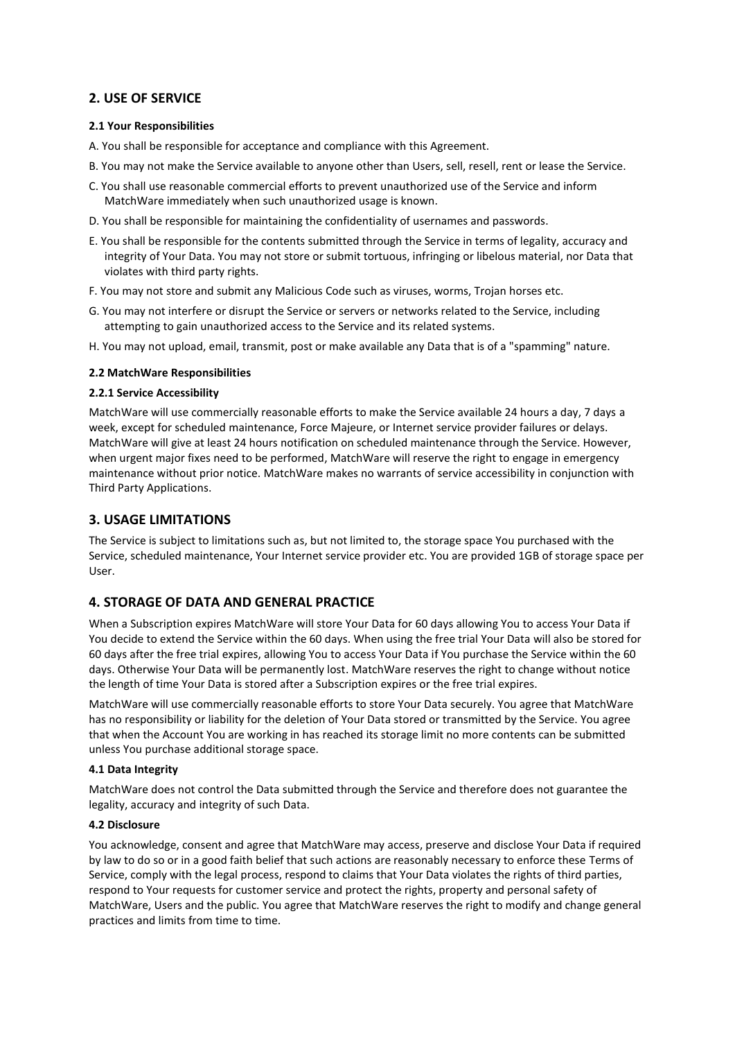## 2. USE OF SERVICE

#### 2.1 Your Responsibilities

A. You shall be responsible for acceptance and compliance with this Agreement.

B. You may not make the Service available to anyone other than Users, sell, resell, rent or lease the Service.

C. You shall use reasonable commercial efforts to prevent unauthorized use of the Service and inform MatchWare immediately when such unauthorized usage is known.

D. You shall be responsible for maintaining the confidentiality of usernames and passwords.

E. You shall be responsible for the contents submitted through the Service in terms of legality, accuracy and integrity of Your Data. You may not store or submit tortuous, infringing or libelous material, nor Data that violates with third party rights.

F. You may not store and submit any Malicious Code such as viruses, worms, Trojan horses etc.

G. You may not interfere or disrupt the Service or servers or networks related to the Service, including attempting to gain unauthorized access to the Service and its related systems.

H. You may not upload, email, transmit, post or make available any Data that is of a "spamming" nature.

#### 2.2 MatchWare Responsibilities

#### 2.2.1 Service Accessibility

MatchWare will use commercially reasonable efforts to make the Service available 24 hours a day, 7 days a week, except for scheduled maintenance, Force Majeure, or Internet service provider failures or delays. MatchWare will give at least 24 hours notification on scheduled maintenance through the Service. However, when urgent major fixes need to be performed, MatchWare will reserve the right to engage in emergency maintenance without prior notice. MatchWare makes no warrants of service accessibility in conjunction with Third Party Applications.

## 3. USAGE LIMITATIONS

The Service is subject to limitations such as, but not limited to, the storage space You purchased with the Service, scheduled maintenance, Your Internet service provider etc. You are provided 1GB of storage space per User.

## 4. STORAGE OF DATA AND GENERAL PRACTICE

When a Subscription expires MatchWare will store Your Data for 60 days allowing You to access Your Data if You decide to extend the Service within the 60 days. When using the free trial Your Data will also be stored for 60 days after the free trial expires, allowing You to access Your Data if You purchase the Service within the 60 days. Otherwise Your Data will be permanently lost. MatchWare reserves the right to change without notice the length of time Your Data is stored after a Subscription expires or the free trial expires.

MatchWare will use commercially reasonable efforts to store Your Data securely. You agree that MatchWare has no responsibility or liability for the deletion of Your Data stored or transmitted by the Service. You agree that when the Account You are working in has reached its storage limit no more contents can be submitted unless You purchase additional storage space.

#### 4.1 Data Integrity

MatchWare does not control the Data submitted through the Service and therefore does not guarantee the legality, accuracy and integrity of such Data.

#### 4.2 Disclosure

You acknowledge, consent and agree that MatchWare may access, preserve and disclose Your Data if required by law to do so or in a good faith belief that such actions are reasonably necessary to enforce these Terms of Service, comply with the legal process, respond to claims that Your Data violates the rights of third parties, respond to Your requests for customer service and protect the rights, property and personal safety of MatchWare, Users and the public. You agree that MatchWare reserves the right to modify and change general practices and limits from time to time.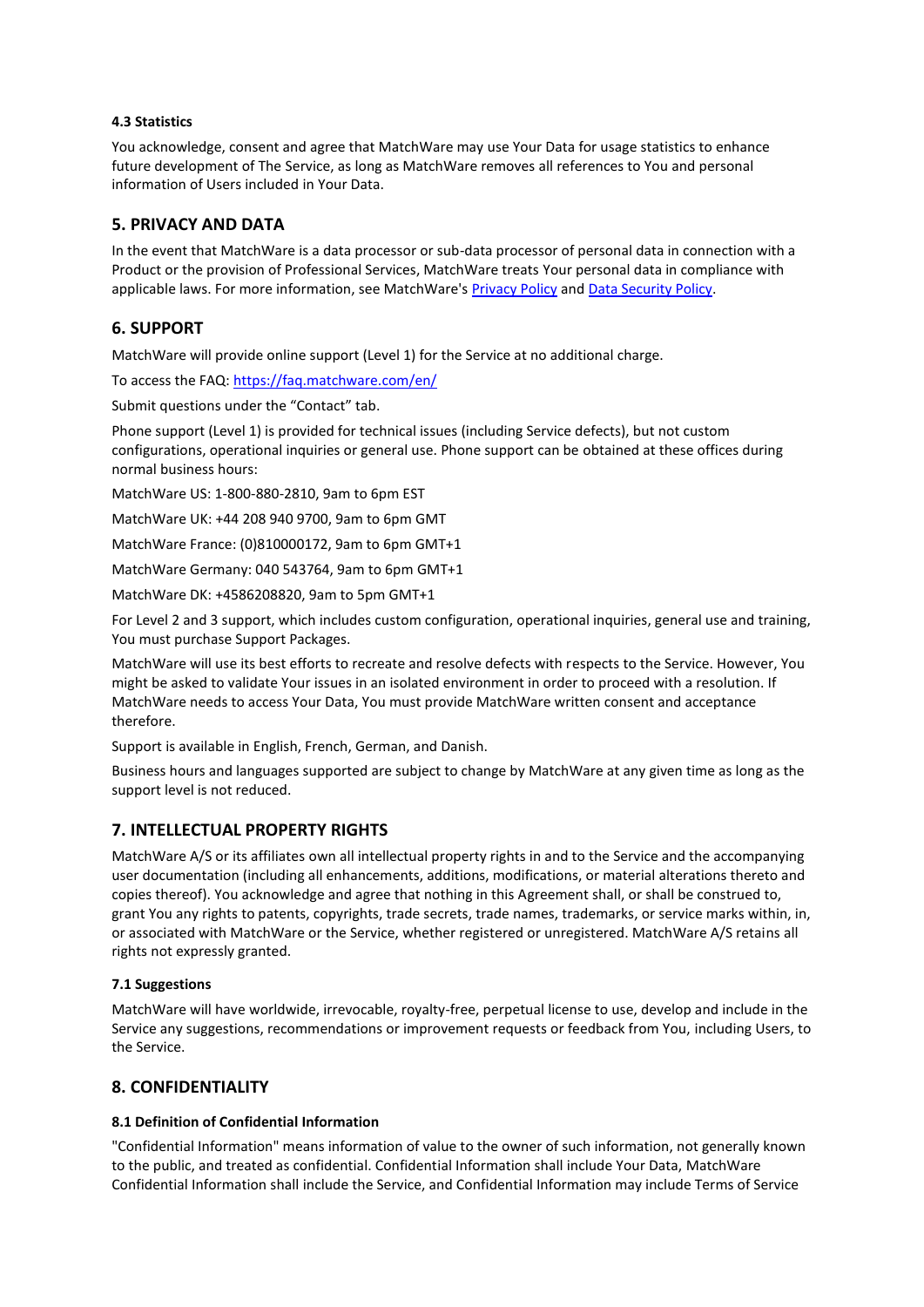### 4.3 Statistics

You acknowledge, consent and agree that MatchWare may use Your Data for usage statistics to enhance future development of The Service, as long as MatchWare removes all references to You and personal information of Users included in Your Data.

## 5. PRIVACY AND DATA

In the event that MatchWare is a data processor or sub-data processor of personal data in connection with a Product or the provision of Professional Services, MatchWare treats Your personal data in compliance with applicable laws. For more information, see MatchWare's [Privacy Policy]() and [Data Security Policy]().

## 6. SUPPORT

MatchWare will provide online support (Level 1) for the Service at no additional charge.

To access the FAQ: [https://faq.matchware.com/en/](https://faq.matchware.com/en/)

Submit questions under the "Contact" tab.

Phone support (Level 1) is provided for technical issues (including Service defects), but not custom configurations, operational inquiries or general use. Phone support can be obtained at these offices during normal business hours:

MatchWare US: 1-800-880-2810, 9am to 6pm EST

MatchWare UK: +44 208 940 9700, 9am to 6pm GMT

MatchWare France: (0)810000172, 9am to 6pm GMT+1

MatchWare Germany: 040 543764, 9am to 6pm GMT+1

MatchWare DK: +4586208820, 9am to 5pm GMT+1

For Level 2 and 3 support, which includes custom configuration, operational inquiries, general use and training, You must purchase Support Packages.

MatchWare will use its best efforts to recreate and resolve defects with respects to the Service. However, You might be asked to validate Your issues in an isolated environment in order to proceed with a resolution. If MatchWare needs to access Your Data, You must provide MatchWare written consent and acceptance therefore.

Support is available in English, French, German, and Danish.

Business hours and languages supported are subject to change by MatchWare at any given time as long as the support level is not reduced.

## 7. INTELLECTUAL PROPERTY RIGHTS

MatchWare A/S or its affiliates own all intellectual property rights in and to the Service and the accompanying user documentation (including all enhancements, additions, modifications, or material alterations thereto and copies thereof). You acknowledge and agree that nothing in this Agreement shall, or shall be construed to, grant You any rights to patents, copyrights, trade secrets, trade names, trademarks, or service marks within, in, or associated with MatchWare or the Service, whether registered or unregistered. MatchWare A/S retains all rights not expressly granted.

### 7.1 Suggestions

MatchWare will have worldwide, irrevocable, royalty-free, perpetual license to use, develop and include in the Service any suggestions, recommendations or improvement requests or feedback from You, including Users, to the Service.

## 8. CONFIDENTIALITY

### 8.1 Definition of Confidential Information

"Confidential Information" means information of value to the owner of such information, not generally known to the public, and treated as confidential. Confidential Information shall include Your Data, MatchWare Confidential Information shall include the Service, and Confidential Information may include Terms of Service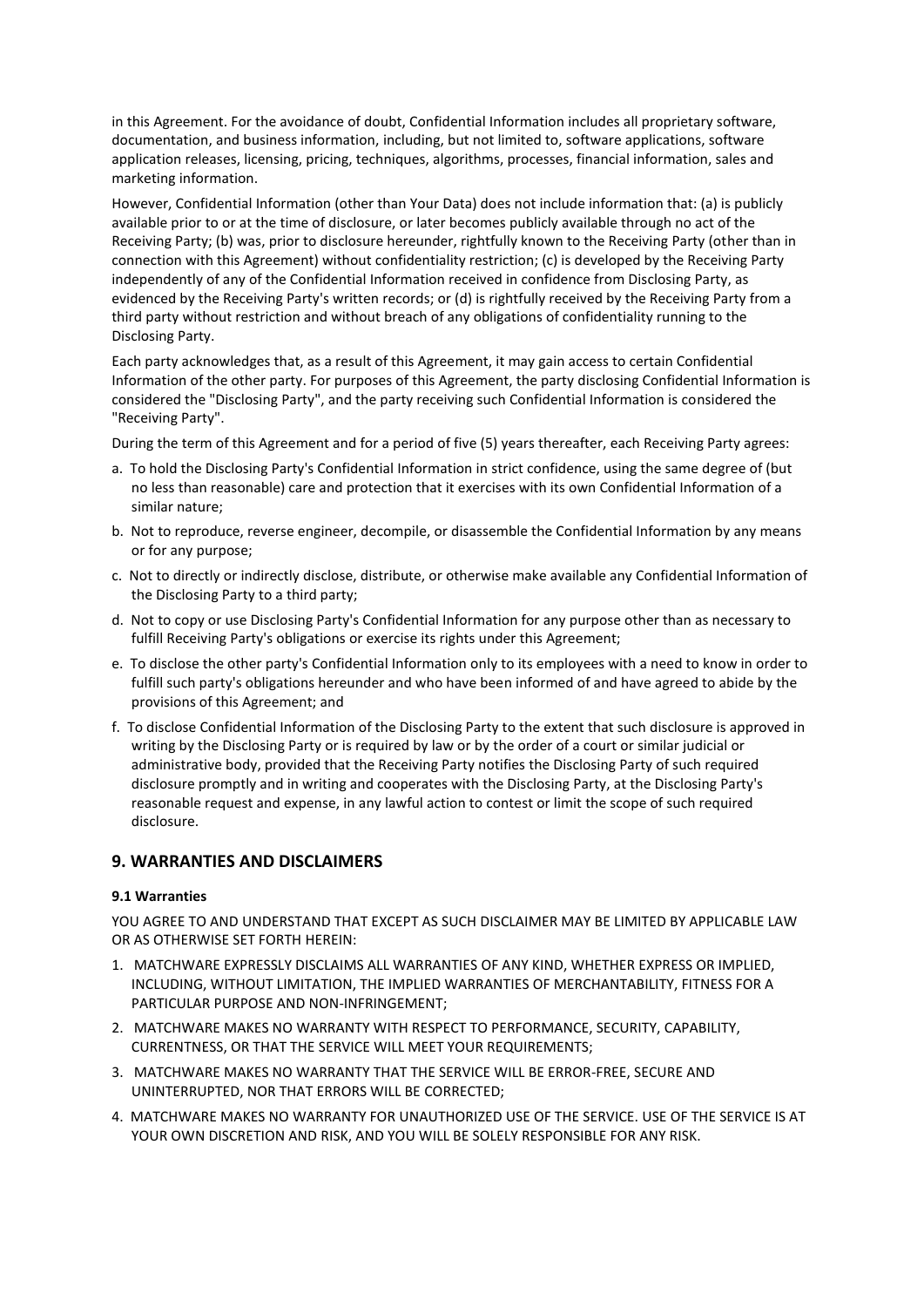in this Agreement. For the avoidance of doubt, Confidential Information includes all proprietary software, documentation, and business information, including, but not limited to, software applications, software application releases, licensing, pricing, techniques, algorithms, processes, financial information, sales and marketing information.

However, Confidential Information (other than Your Data) does not include information that: (a) is publicly available prior to or at the time of disclosure, or later becomes publicly available through no act of the Receiving Party; (b) was, prior to disclosure hereunder, rightfully known to the Receiving Party (other than in connection with this Agreement) without confidentiality restriction; (c) is developed by the Receiving Party independently of any of the Confidential Information received in confidence from Disclosing Party, as evidenced by the Receiving Party's written records; or (d) is rightfully received by the Receiving Party from a third party without restriction and without breach of any obligations of confidentiality running to the Disclosing Party.

Each party acknowledges that, as a result of this Agreement, it may gain access to certain Confidential Information of the other party. For purposes of this Agreement, the party disclosing Confidential Information is considered the "Disclosing Party", and the party receiving such Confidential Information is considered the "Receiving Party".

During the term of this Agreement and for a period of five (5) years thereafter, each Receiving Party agrees:

a. To hold the Disclosing Party's Confidential Information in strict confidence, using the same degree of (but no less than reasonable) care and protection that it exercises with its own Confidential Information of a similar nature;
b. Not to reproduce, reverse engineer, decompile, or disassemble the Confidential Information by any means or for any purpose;
c. Not to directly or indirectly disclose, distribute, or otherwise make available any Confidential Information of the Disclosing Party to a third party;
d. Not to copy or use Disclosing Party's Confidential Information for any purpose other than as necessary to fulfill Receiving Party's obligations or exercise its rights under this Agreement;
e. To disclose the other party's Confidential Information only to its employees with a need to know in order to fulfill such party's obligations hereunder and who have been informed of and have agreed to abide by the provisions of this Agreement; and
f. To disclose Confidential Information of the Disclosing Party to the extent that such disclosure is approved in writing by the Disclosing Party or is required by law or by the order of a court or similar judicial or administrative body, provided that the Receiving Party notifies the Disclosing Party of such required disclosure promptly and in writing and cooperates with the Disclosing Party, at the Disclosing Party's reasonable request and expense, in any lawful action to contest or limit the scope of such required disclosure.

## 9. WARRANTIES AND DISCLAIMERS

### 9.1 Warranties

YOU AGREE TO AND UNDERSTAND THAT EXCEPT AS SUCH DISCLAIMER MAY BE LIMITED BY APPLICABLE LAW OR AS OTHERWISE SET FORTH HEREIN:

1. MATCHWARE EXPRESSLY DISCLAIMS ALL WARRANTIES OF ANY KIND, WHETHER EXPRESS OR IMPLIED, INCLUDING, WITHOUT LIMITATION, THE IMPLIED WARRANTIES OF MERCHANTABILITY, FITNESS FOR A PARTICULAR PURPOSE AND NON-INFRINGEMENT;
2. MATCHWARE MAKES NO WARRANTY WITH RESPECT TO PERFORMANCE, SECURITY, CAPABILITY, CURRENTNESS, OR THAT THE SERVICE WILL MEET YOUR REQUIREMENTS;
3. MATCHWARE MAKES NO WARRANTY THAT THE SERVICE WILL BE ERROR-FREE, SECURE AND UNINTERRUPTED, NOR THAT ERRORS WILL BE CORRECTED;
4. MATCHWARE MAKES NO WARRANTY FOR UNAUTHORIZED USE OF THE SERVICE. USE OF THE SERVICE IS AT YOUR OWN DISCRETION AND RISK, AND YOU WILL BE SOLELY RESPONSIBLE FOR ANY RISK.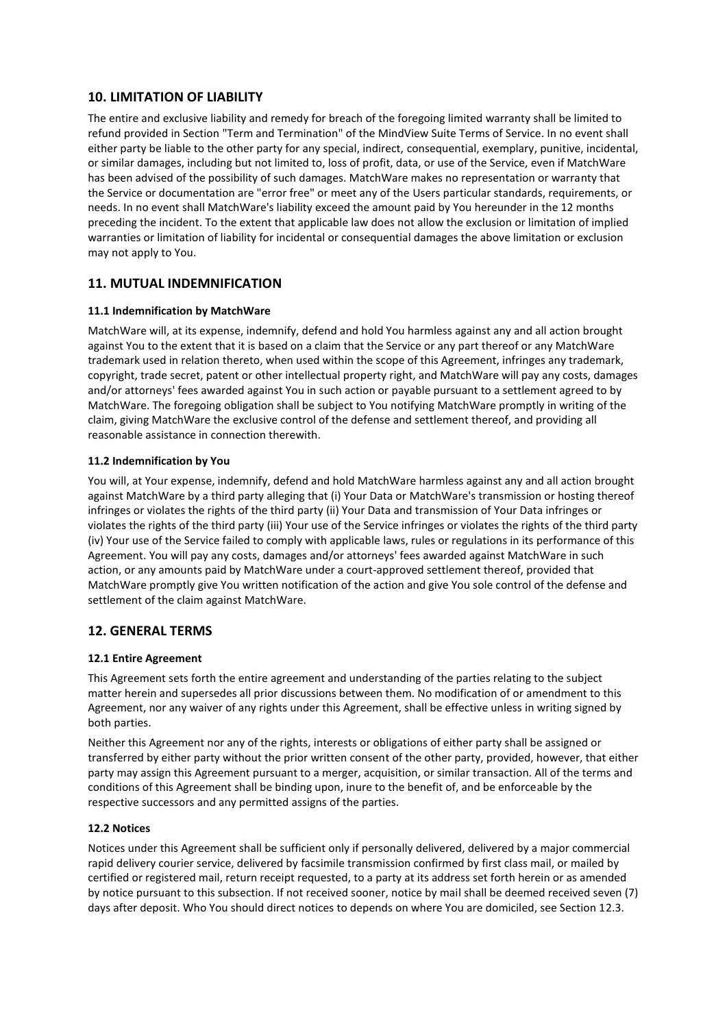## 10. LIMITATION OF LIABILITY

The entire and exclusive liability and remedy for breach of the foregoing limited warranty shall be limited to refund provided in Section "Term and Termination" of the MindView Suite Terms of Service. In no event shall either party be liable to the other party for any special, indirect, consequential, exemplary, punitive, incidental, or similar damages, including but not limited to, loss of profit, data, or use of the Service, even if MatchWare has been advised of the possibility of such damages. MatchWare makes no representation or warranty that the Service or documentation are "error free" or meet any of the Users particular standards, requirements, or needs. In no event shall MatchWare's liability exceed the amount paid by You hereunder in the 12 months preceding the incident. To the extent that applicable law does not allow the exclusion or limitation of implied warranties or limitation of liability for incidental or consequential damages the above limitation or exclusion may not apply to You.

## 11. MUTUAL INDEMNIFICATION

### 11.1 Indemnification by MatchWare

MatchWare will, at its expense, indemnify, defend and hold You harmless against any and all action brought against You to the extent that it is based on a claim that the Service or any part thereof or any MatchWare trademark used in relation thereto, when used within the scope of this Agreement, infringes any trademark, copyright, trade secret, patent or other intellectual property right, and MatchWare will pay any costs, damages and/or attorneys' fees awarded against You in such action or payable pursuant to a settlement agreed to by MatchWare. The foregoing obligation shall be subject to You notifying MatchWare promptly in writing of the claim, giving MatchWare the exclusive control of the defense and settlement thereof, and providing all reasonable assistance in connection therewith.

### 11.2 Indemnification by You

You will, at Your expense, indemnify, defend and hold MatchWare harmless against any and all action brought against MatchWare by a third party alleging that (i) Your Data or MatchWare's transmission or hosting thereof infringes or violates the rights of the third party (ii) Your Data and transmission of Your Data infringes or violates the rights of the third party (iii) Your use of the Service infringes or violates the rights of the third party (iv) Your use of the Service failed to comply with applicable laws, rules or regulations in its performance of this Agreement. You will pay any costs, damages and/or attorneys' fees awarded against MatchWare in such action, or any amounts paid by MatchWare under a court-approved settlement thereof, provided that MatchWare promptly give You written notification of the action and give You sole control of the defense and settlement of the claim against MatchWare.

## 12. GENERAL TERMS

### 12.1 Entire Agreement

This Agreement sets forth the entire agreement and understanding of the parties relating to the subject matter herein and supersedes all prior discussions between them. No modification of or amendment to this Agreement, nor any waiver of any rights under this Agreement, shall be effective unless in writing signed by both parties.

Neither this Agreement nor any of the rights, interests or obligations of either party shall be assigned or transferred by either party without the prior written consent of the other party, provided, however, that either party may assign this Agreement pursuant to a merger, acquisition, or similar transaction. All of the terms and conditions of this Agreement shall be binding upon, inure to the benefit of, and be enforceable by the respective successors and any permitted assigns of the parties.

### 12.2 Notices

Notices under this Agreement shall be sufficient only if personally delivered, delivered by a major commercial rapid delivery courier service, delivered by facsimile transmission confirmed by first class mail, or mailed by certified or registered mail, return receipt requested, to a party at its address set forth herein or as amended by notice pursuant to this subsection. If not received sooner, notice by mail shall be deemed received seven (7) days after deposit. Who You should direct notices to depends on where You are domiciled, see Section 12.3.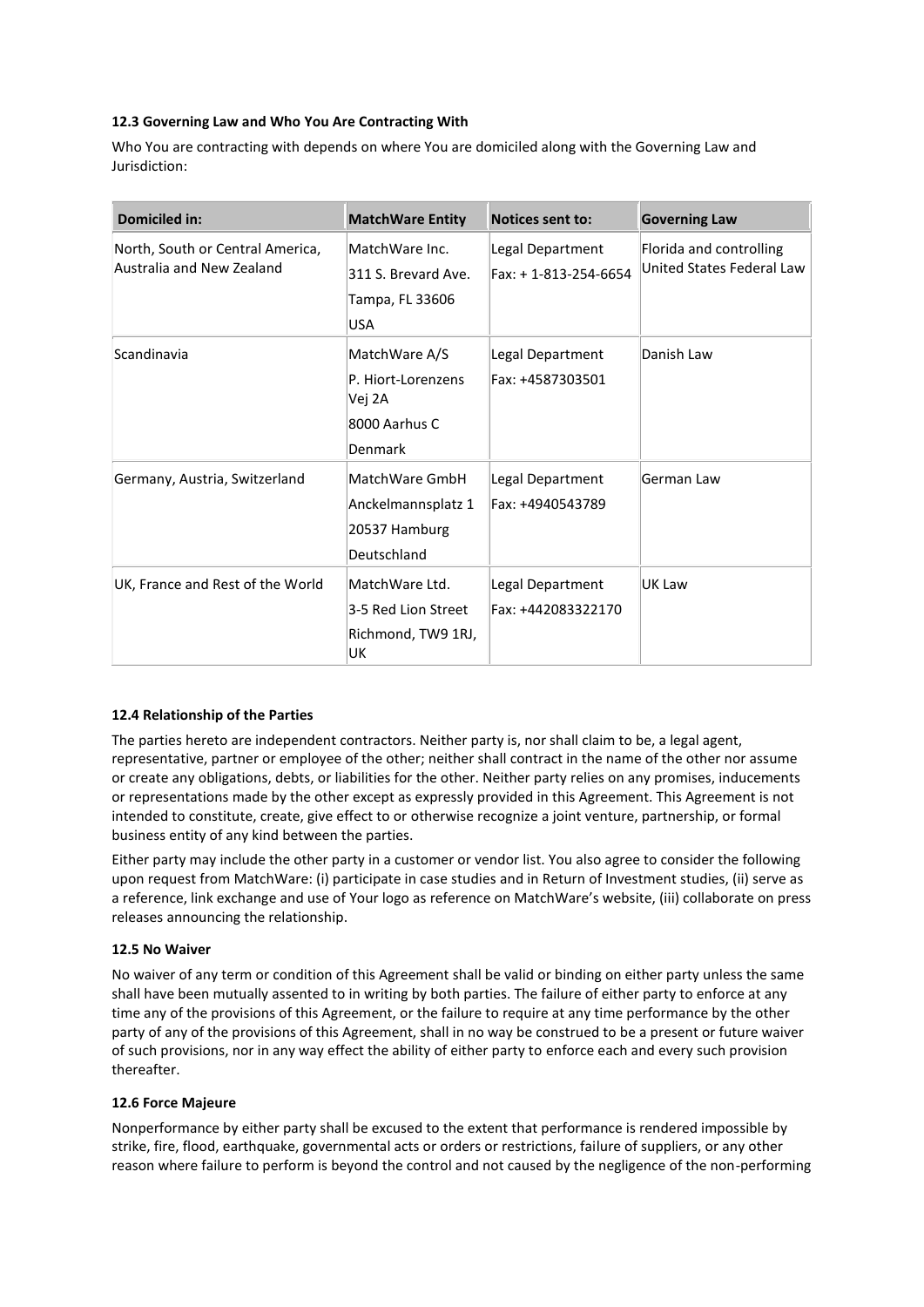### 12.3 Governing Law and Who You Are Contracting With

Who You are contracting with depends on where You are domiciled along with the Governing Law and Jurisdiction:

| Domiciled in: | MatchWare Entity | Notices sent to: | Governing Law |
|---|---|---|---|
| North, South or Central America, Australia and New Zealand | MatchWare Inc.<br>311 S. Brevard Ave.<br>Tampa, FL 33606<br>USA | Legal Department<br>Fax: + 1-813-254-6654 | Florida and controlling United States Federal Law |
| Scandinavia | MatchWare A/S<br>P. Hiort-Lorenzens Vej 2A<br>8000 Aarhus C<br>Denmark | Legal Department<br>Fax: +4587303501 | Danish Law |
| Germany, Austria, Switzerland | MatchWare GmbH<br>Anckelmannsplatz 1<br>20537 Hamburg<br>Deutschland | Legal Department<br>Fax: +4940543789 | German Law |
| UK, France and Rest of the World | MatchWare Ltd.<br>3-5 Red Lion Street<br>Richmond, TW9 1RJ, UK | Legal Department<br>Fax: +442083322170 | UK Law |

### 12.4 Relationship of the Parties

The parties hereto are independent contractors. Neither party is, nor shall claim to be, a legal agent, representative, partner or employee of the other; neither shall contract in the name of the other nor assume or create any obligations, debts, or liabilities for the other. Neither party relies on any promises, inducements or representations made by the other except as expressly provided in this Agreement. This Agreement is not intended to constitute, create, give effect to or otherwise recognize a joint venture, partnership, or formal business entity of any kind between the parties.

Either party may include the other party in a customer or vendor list. You also agree to consider the following upon request from MatchWare: (i) participate in case studies and in Return of Investment studies, (ii) serve as a reference, link exchange and use of Your logo as reference on MatchWare's website, (iii) collaborate on press releases announcing the relationship.

### 12.5 No Waiver

No waiver of any term or condition of this Agreement shall be valid or binding on either party unless the same shall have been mutually assented to in writing by both parties. The failure of either party to enforce at any time any of the provisions of this Agreement, or the failure to require at any time performance by the other party of any of the provisions of this Agreement, shall in no way be construed to be a present or future waiver of such provisions, nor in any way effect the ability of either party to enforce each and every such provision thereafter.

### 12.6 Force Majeure

Nonperformance by either party shall be excused to the extent that performance is rendered impossible by strike, fire, flood, earthquake, governmental acts or orders or restrictions, failure of suppliers, or any other reason where failure to perform is beyond the control and not caused by the negligence of the non-performing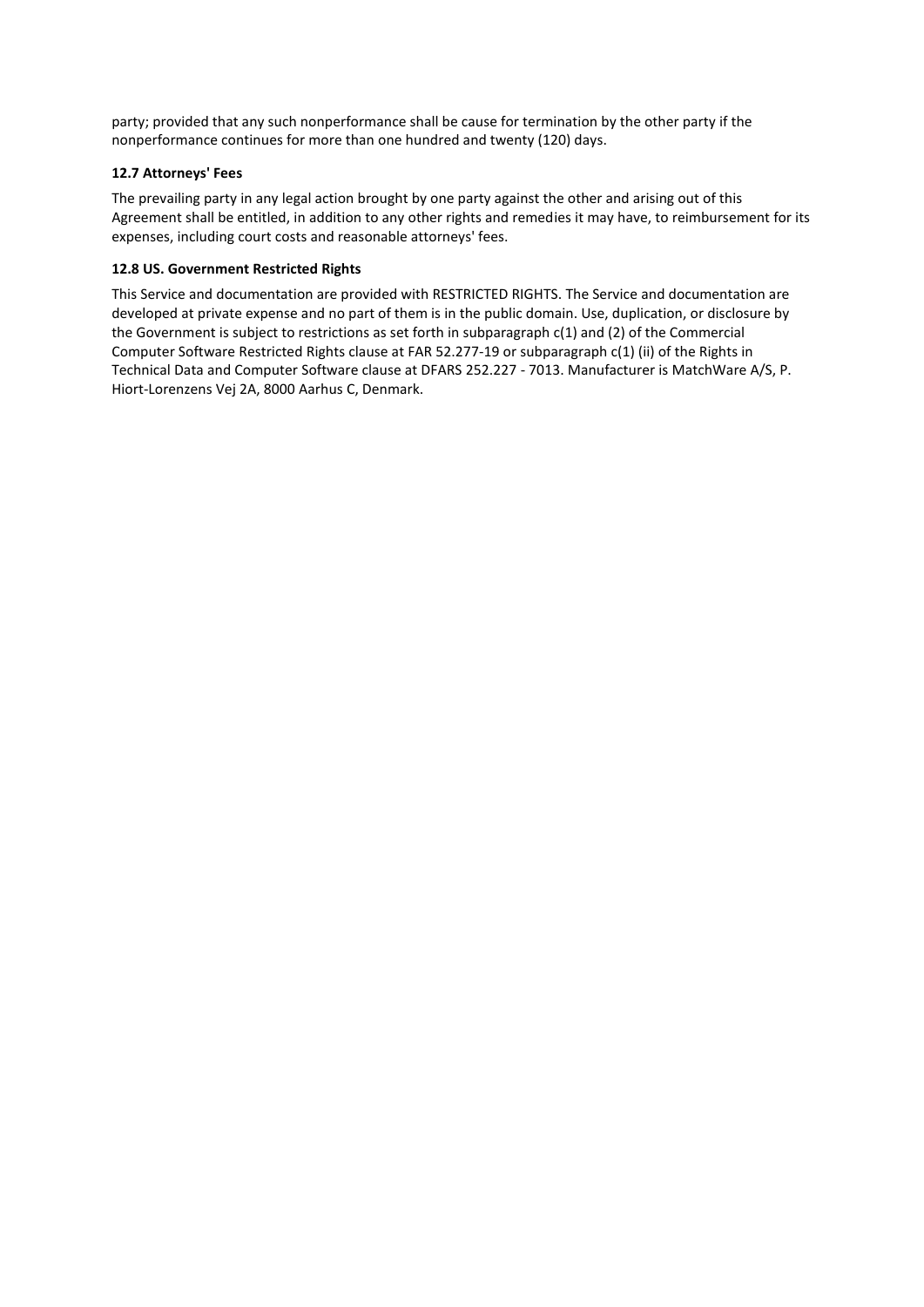party; provided that any such nonperformance shall be cause for termination by the other party if the nonperformance continues for more than one hundred and twenty (120) days.

**12.7 Attorneys' Fees**

The prevailing party in any legal action brought by one party against the other and arising out of this Agreement shall be entitled, in addition to any other rights and remedies it may have, to reimbursement for its expenses, including court costs and reasonable attorneys' fees.

**12.8 US. Government Restricted Rights**

This Service and documentation are provided with RESTRICTED RIGHTS. The Service and documentation are developed at private expense and no part of them is in the public domain. Use, duplication, or disclosure by the Government is subject to restrictions as set forth in subparagraph c(1) and (2) of the Commercial Computer Software Restricted Rights clause at FAR 52.277-19 or subparagraph c(1) (ii) of the Rights in Technical Data and Computer Software clause at DFARS 252.227 - 7013. Manufacturer is MatchWare A/S, P. Hiort-Lorenzens Vej 2A, 8000 Aarhus C, Denmark.